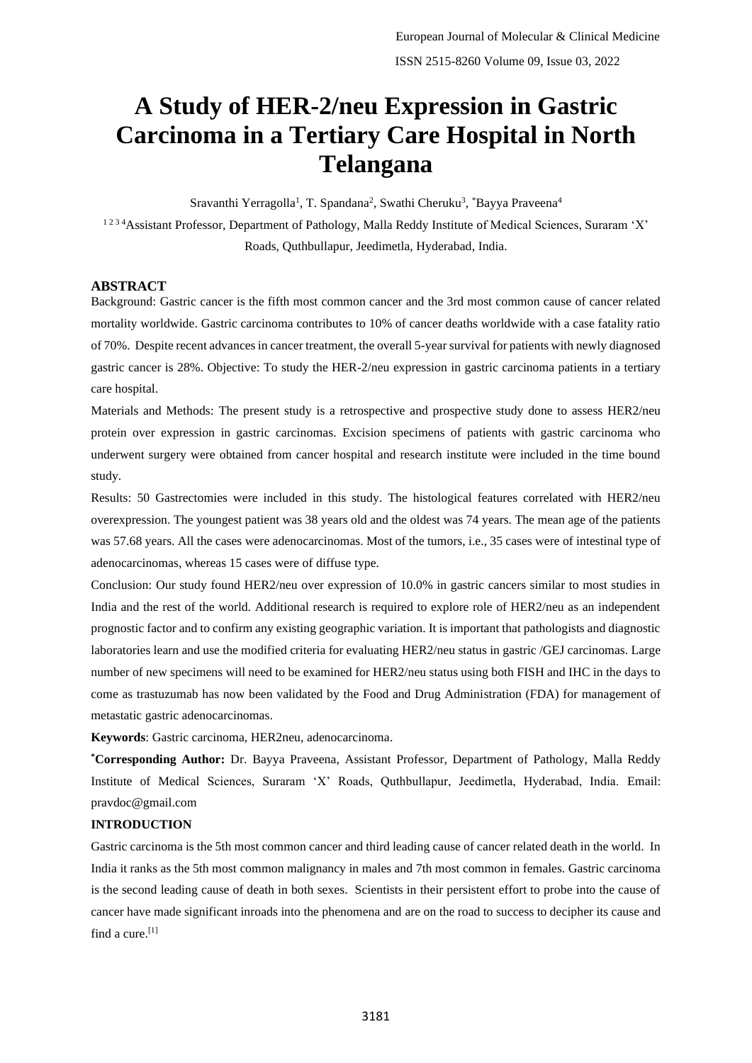# A Study of HER-2/neu Expression in Gastric Carcinoma in a Tertiary Care Hospital in North Telangana

Sravanthi Yerragolla[1], T. Spandana[2], Swathi Cheruku[3], *Bayya Praveena[4]

[1 2 3 4]Assistant Professor, Department of Pathology, Malla Reddy Institute of Medical Sciences, Suraram 'X' Roads, Quthbullapur, Jeedimetla, Hyderabad, India.

## ABSTRACT

Background: Gastric cancer is the fifth most common cancer and the 3rd most common cause of cancer related mortality worldwide. Gastric carcinoma contributes to 10% of cancer deaths worldwide with a case fatality ratio of 70%. Despite recent advances in cancer treatment, the overall 5-year survival for patients with newly diagnosed gastric cancer is 28%. Objective: To study the HER-2/neu expression in gastric carcinoma patients in a tertiary care hospital.

Materials and Methods: The present study is a retrospective and prospective study done to assess HER2/neu protein over expression in gastric carcinomas. Excision specimens of patients with gastric carcinoma who underwent surgery were obtained from cancer hospital and research institute were included in the time bound study.

Results: 50 Gastrectomies were included in this study. The histological features correlated with HER2/neu overexpression. The youngest patient was 38 years old and the oldest was 74 years. The mean age of the patients was 57.68 years. All the cases were adenocarcinomas. Most of the tumors, i.e., 35 cases were of intestinal type of adenocarcinomas, whereas 15 cases were of diffuse type.

Conclusion: Our study found HER2/neu over expression of 10.0% in gastric cancers similar to most studies in India and the rest of the world. Additional research is required to explore role of HER2/neu as an independent prognostic factor and to confirm any existing geographic variation. It is important that pathologists and diagnostic laboratories learn and use the modified criteria for evaluating HER2/neu status in gastric /GEJ carcinomas. Large number of new specimens will need to be examined for HER2/neu status using both FISH and IHC in the days to come as trastuzumab has now been validated by the Food and Drug Administration (FDA) for management of metastatic gastric adenocarcinomas.

**Keywords**: Gastric carcinoma, HER2neu, adenocarcinoma.

***Corresponding Author:** Dr. Bayya Praveena, Assistant Professor, Department of Pathology, Malla Reddy Institute of Medical Sciences, Suraram 'X' Roads, Quthbullapur, Jeedimetla, Hyderabad, India. Email: pravdoc@gmail.com

## INTRODUCTION

Gastric carcinoma is the 5th most common cancer and third leading cause of cancer related death in the world. In India it ranks as the 5th most common malignancy in males and 7th most common in females. Gastric carcinoma is the second leading cause of death in both sexes. Scientists in their persistent effort to probe into the cause of cancer have made significant inroads into the phenomena and are on the road to success to decipher its cause and find a cure.[1]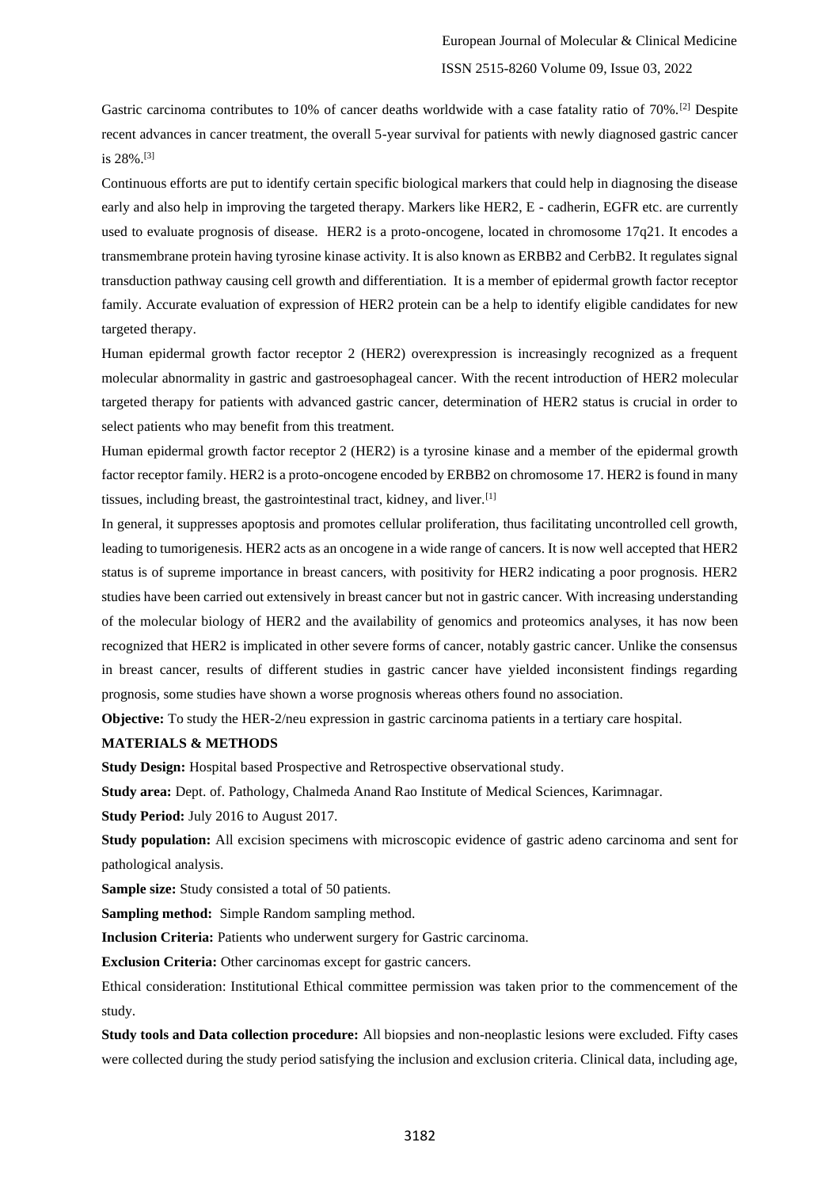Gastric carcinoma contributes to 10% of cancer deaths worldwide with a case fatality ratio of 70%.[2] Despite recent advances in cancer treatment, the overall 5-year survival for patients with newly diagnosed gastric cancer is 28%.[3]

Continuous efforts are put to identify certain specific biological markers that could help in diagnosing the disease early and also help in improving the targeted therapy. Markers like HER2, E - cadherin, EGFR etc. are currently used to evaluate prognosis of disease. HER2 is a proto-oncogene, located in chromosome 17q21. It encodes a transmembrane protein having tyrosine kinase activity. It is also known as ERBB2 and CerbB2. It regulates signal transduction pathway causing cell growth and differentiation. It is a member of epidermal growth factor receptor family. Accurate evaluation of expression of HER2 protein can be a help to identify eligible candidates for new targeted therapy.

Human epidermal growth factor receptor 2 (HER2) overexpression is increasingly recognized as a frequent molecular abnormality in gastric and gastroesophageal cancer. With the recent introduction of HER2 molecular targeted therapy for patients with advanced gastric cancer, determination of HER2 status is crucial in order to select patients who may benefit from this treatment.

Human epidermal growth factor receptor 2 (HER2) is a tyrosine kinase and a member of the epidermal growth factor receptor family. HER2 is a proto-oncogene encoded by ERBB2 on chromosome 17. HER2 is found in many tissues, including breast, the gastrointestinal tract, kidney, and liver.[1]

In general, it suppresses apoptosis and promotes cellular proliferation, thus facilitating uncontrolled cell growth, leading to tumorigenesis. HER2 acts as an oncogene in a wide range of cancers. It is now well accepted that HER2 status is of supreme importance in breast cancers, with positivity for HER2 indicating a poor prognosis. HER2 studies have been carried out extensively in breast cancer but not in gastric cancer. With increasing understanding of the molecular biology of HER2 and the availability of genomics and proteomics analyses, it has now been recognized that HER2 is implicated in other severe forms of cancer, notably gastric cancer. Unlike the consensus in breast cancer, results of different studies in gastric cancer have yielded inconsistent findings regarding prognosis, some studies have shown a worse prognosis whereas others found no association.

**Objective:** To study the HER-2/neu expression in gastric carcinoma patients in a tertiary care hospital.

## MATERIALS & METHODS

**Study Design:** Hospital based Prospective and Retrospective observational study.

**Study area:** Dept. of. Pathology, Chalmeda Anand Rao Institute of Medical Sciences, Karimnagar.

**Study Period:** July 2016 to August 2017.

**Study population:** All excision specimens with microscopic evidence of gastric adeno carcinoma and sent for pathological analysis.

**Sample size:** Study consisted a total of 50 patients.

**Sampling method:** Simple Random sampling method.

**Inclusion Criteria:** Patients who underwent surgery for Gastric carcinoma.

**Exclusion Criteria:** Other carcinomas except for gastric cancers.

Ethical consideration: Institutional Ethical committee permission was taken prior to the commencement of the study.

**Study tools and Data collection procedure:** All biopsies and non-neoplastic lesions were excluded. Fifty cases were collected during the study period satisfying the inclusion and exclusion criteria. Clinical data, including age,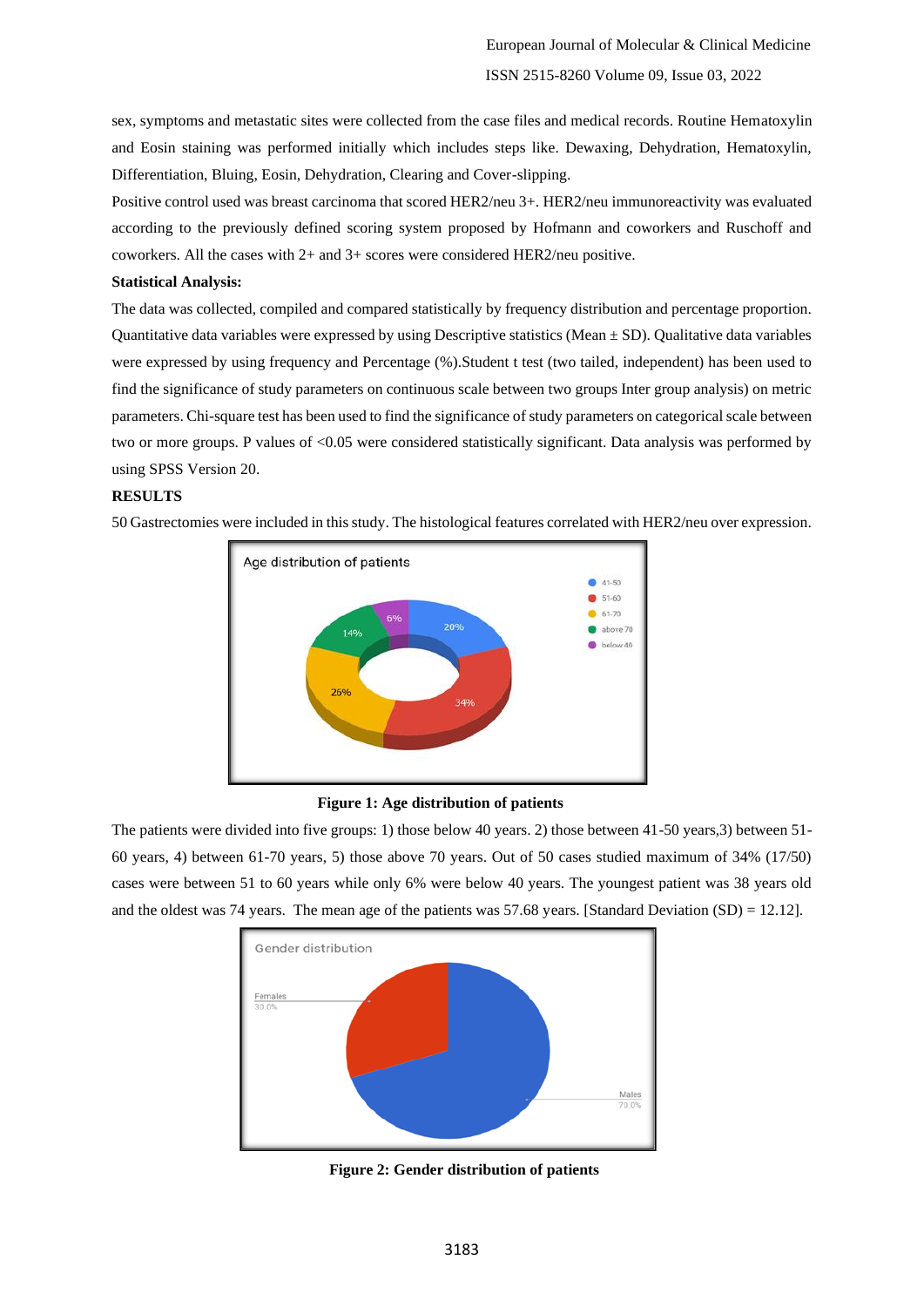sex, symptoms and metastatic sites were collected from the case files and medical records. Routine Hematoxylin and Eosin staining was performed initially which includes steps like. Dewaxing, Dehydration, Hematoxylin, Differentiation, Bluing, Eosin, Dehydration, Clearing and Cover-slipping.

Positive control used was breast carcinoma that scored HER2/neu 3+. HER2/neu immunoreactivity was evaluated according to the previously defined scoring system proposed by Hofmann and coworkers and Ruschoff and coworkers. All the cases with 2+ and 3+ scores were considered HER2/neu positive.

**Statistical Analysis:**

The data was collected, compiled and compared statistically by frequency distribution and percentage proportion. Quantitative data variables were expressed by using Descriptive statistics (Mean ± SD). Qualitative data variables were expressed by using frequency and Percentage (%).Student t test (two tailed, independent) has been used to find the significance of study parameters on continuous scale between two groups Inter group analysis) on metric parameters. Chi-square test has been used to find the significance of study parameters on categorical scale between two or more groups. P values of <0.05 were considered statistically significant. Data analysis was performed by using SPSS Version 20.

## RESULTS

50 Gastrectomies were included in this study. The histological features correlated with HER2/neu over expression.

**Figure 1: Age distribution of patients**

The patients were divided into five groups: 1) those below 40 years. 2) those between 41-50 years,3) between 51-60 years, 4) between 61-70 years, 5) those above 70 years. Out of 50 cases studied maximum of 34% (17/50) cases were between 51 to 60 years while only 6% were below 40 years. The youngest patient was 38 years old and the oldest was 74 years. The mean age of the patients was 57.68 years. [Standard Deviation (SD) = 12.12].

**Figure 2: Gender distribution of patients**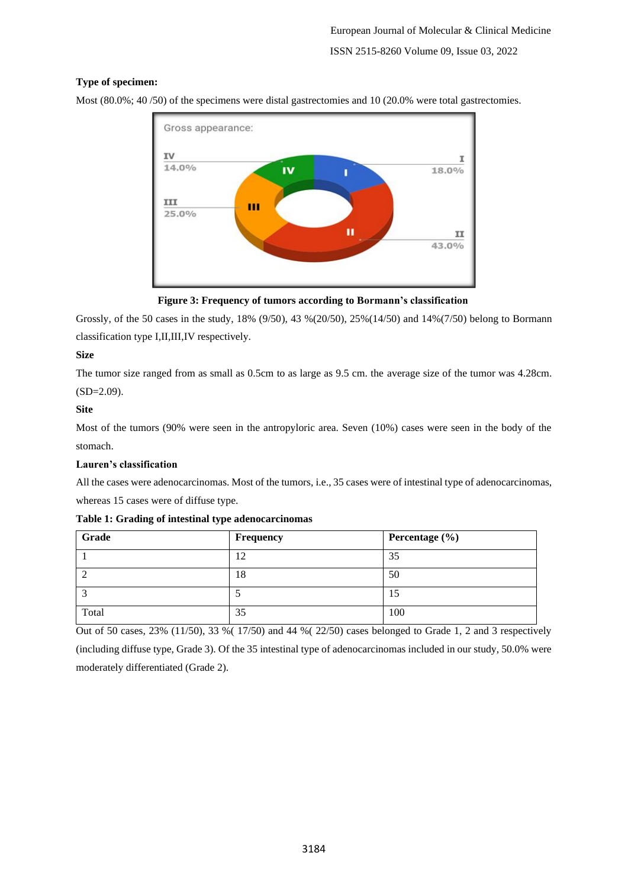**Type of specimen:**

Most (80.0%; 40 /50) of the specimens were distal gastrectomies and 10 (20.0% were total gastrectomies.

**Figure 3: Frequency of tumors according to Bormann's classification**

Grossly, of the 50 cases in the study, 18% (9/50), 43 %(20/50), 25%(14/50) and 14%(7/50) belong to Bormann classification type I,II,III,IV respectively.

**Size**

The tumor size ranged from as small as 0.5cm to as large as 9.5 cm. the average size of the tumor was 4.28cm. (SD=2.09).

**Site**

Most of the tumors (90% were seen in the antropyloric area. Seven (10%) cases were seen in the body of the stomach.

**Lauren's classification**

All the cases were adenocarcinomas. Most of the tumors, i.e., 35 cases were of intestinal type of adenocarcinomas, whereas 15 cases were of diffuse type.

**Table 1: Grading of intestinal type adenocarcinomas**

| Grade | Frequency | Percentage (%) |
|---|---|---|
| 1 | 12 | 35 |
| 2 | 18 | 50 |
| 3 | 5 | 15 |
| Total | 35 | 100 |

Out of 50 cases, 23% (11/50), 33 %( 17/50) and 44 %( 22/50) cases belonged to Grade 1, 2 and 3 respectively (including diffuse type, Grade 3). Of the 35 intestinal type of adenocarcinomas included in our study, 50.0% were moderately differentiated (Grade 2).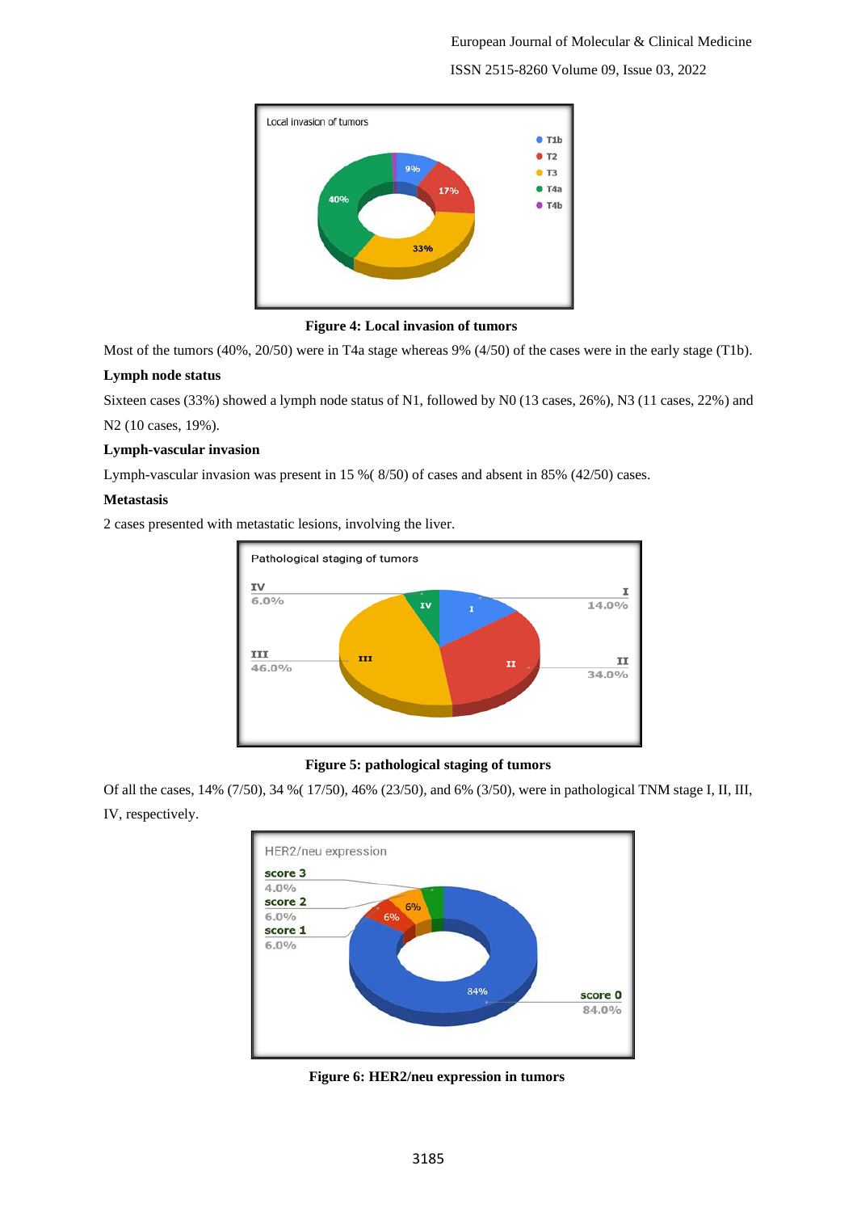**Figure 4: Local invasion of tumors**

Most of the tumors (40%, 20/50) were in T4a stage whereas 9% (4/50) of the cases were in the early stage (T1b).

**Lymph node status**

Sixteen cases (33%) showed a lymph node status of N1, followed by N0 (13 cases, 26%), N3 (11 cases, 22%) and N2 (10 cases, 19%).

**Lymph-vascular invasion**

Lymph-vascular invasion was present in 15 %( 8/50) of cases and absent in 85% (42/50) cases.

**Metastasis**

2 cases presented with metastatic lesions, involving the liver.

**Figure 5: pathological staging of tumors**

Of all the cases, 14% (7/50), 34 %( 17/50), 46% (23/50), and 6% (3/50), were in pathological TNM stage I, II, III, IV, respectively.

**Figure 6: HER2/neu expression in tumors**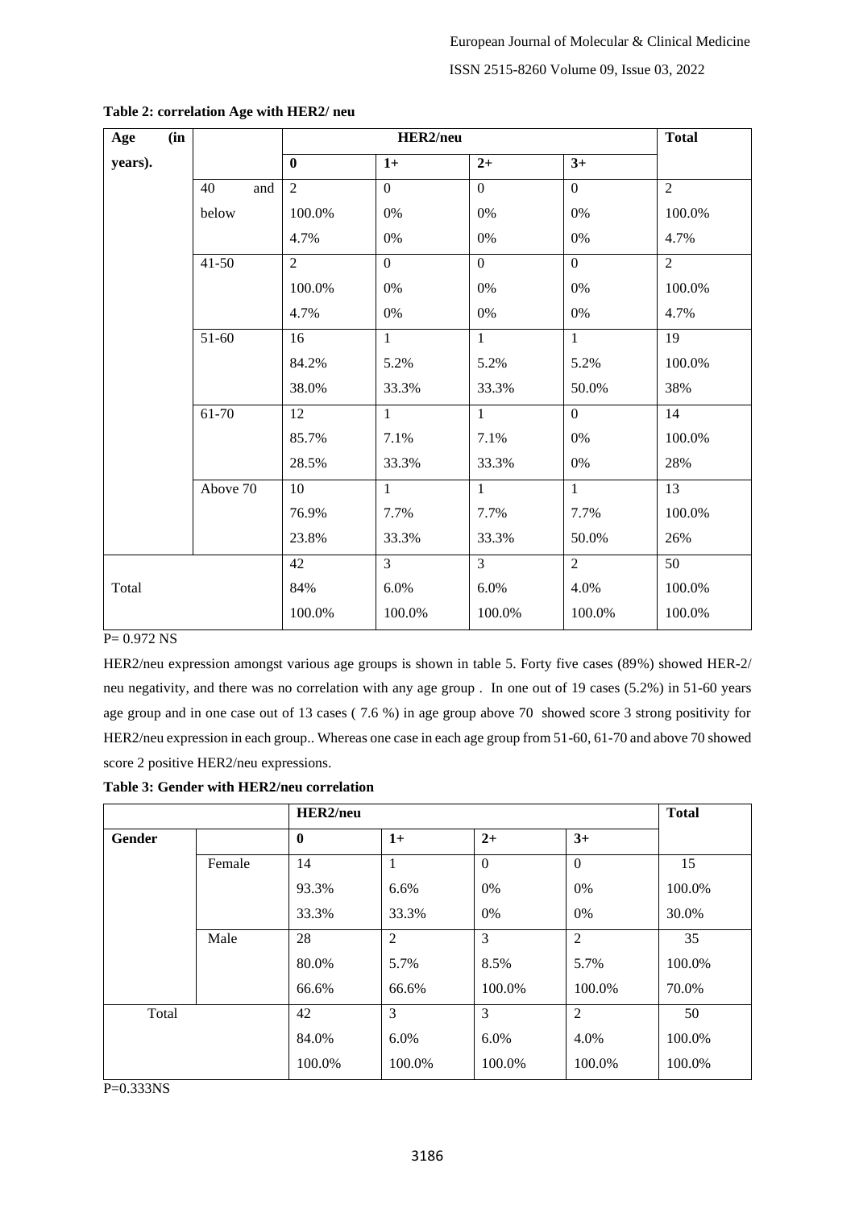**Table 2: correlation Age with HER2/ neu**

| Age (in years). | | HER2/neu | | | | Total |
|---|---|---|---|---|---|---|
| | | **0** | **1+** | **2+** | **3+** | |
| | 40 and below | 2<br>100.0%<br>4.7% | 0<br>0%<br>0% | 0<br>0%<br>0% | 0<br>0%<br>0% | 2<br>100.0%<br>4.7% |
| | 41-50 | 2<br>100.0%<br>4.7% | 0<br>0%<br>0% | 0<br>0%<br>0% | 0<br>0%<br>0% | 2<br>100.0%<br>4.7% |
| | 51-60 | 16<br>84.2%<br>38.0% | 1<br>5.2%<br>33.3% | 1<br>5.2%<br>33.3% | 1<br>5.2%<br>50.0% | 19<br>100.0%<br>38% |
| | 61-70 | 12<br>85.7%<br>28.5% | 1<br>7.1%<br>33.3% | 1<br>7.1%<br>33.3% | 0<br>0%<br>0% | 14<br>100.0%<br>28% |
| | Above 70 | 10<br>76.9%<br>23.8% | 1<br>7.7%<br>33.3% | 1<br>7.7%<br>33.3% | 1<br>7.7%<br>50.0% | 13<br>100.0%<br>26% |
| Total | | 42<br>84%<br>100.0% | 3<br>6.0%<br>100.0% | 3<br>6.0%<br>100.0% | 2<br>4.0%<br>100.0% | 50<br>100.0%<br>100.0% |

P= 0.972 NS

HER2/neu expression amongst various age groups is shown in table 5. Forty five cases (89%) showed HER-2/ neu negativity, and there was no correlation with any age group . In one out of 19 cases (5.2%) in 51-60 years age group and in one case out of 13 cases ( 7.6 %) in age group above 70 showed score 3 strong positivity for HER2/neu expression in each group.. Whereas one case in each age group from 51-60, 61-70 and above 70 showed score 2 positive HER2/neu expressions.

**Table 3: Gender with HER2/neu correlation**

| | | HER2/neu | | | | Total |
|---|---|---|---|---|---|---|
| **Gender** | | **0** | **1+** | **2+** | **3+** | |
| | Female | 14<br>93.3%<br>33.3% | 1<br>6.6%<br>33.3% | 0<br>0%<br>0% | 0<br>0%<br>0% | 15<br>100.0%<br>30.0% |
| | Male | 28<br>80.0%<br>66.6% | 2<br>5.7%<br>66.6% | 3<br>8.5%<br>100.0% | 2<br>5.7%<br>100.0% | 35<br>100.0%<br>70.0% |
| Total | | 42<br>84.0%<br>100.0% | 3<br>6.0%<br>100.0% | 3<br>6.0%<br>100.0% | 2<br>4.0%<br>100.0% | 50<br>100.0%<br>100.0% |

P=0.333NS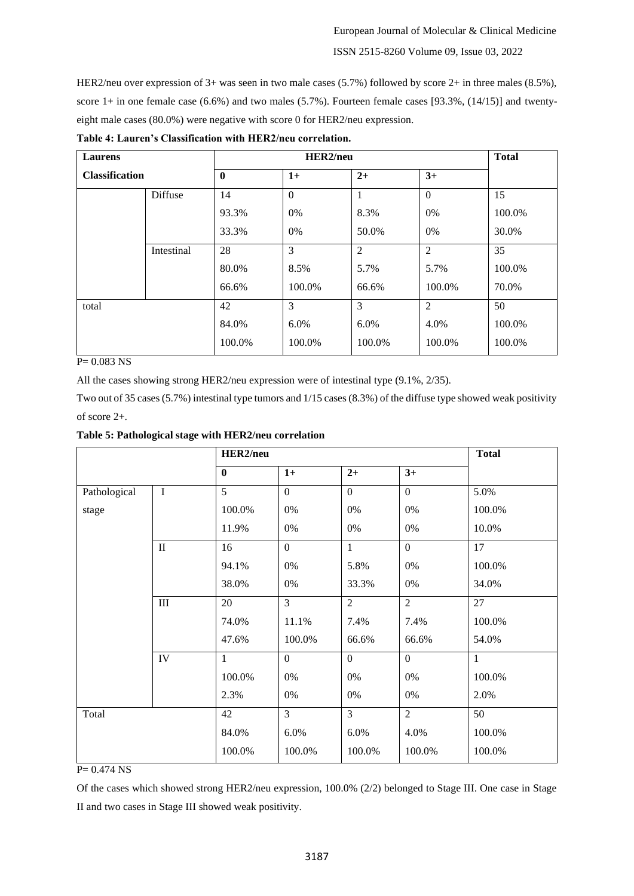HER2/neu over expression of 3+ was seen in two male cases (5.7%) followed by score 2+ in three males (8.5%), score 1+ in one female case (6.6%) and two males (5.7%). Fourteen female cases [93.3%, (14/15)] and twenty-eight male cases (80.0%) were negative with score 0 for HER2/neu expression.

**Table 4: Lauren's Classification with HER2/neu correlation.**

| Laurens Classification | | HER2/neu | | | | Total |
|---|---|---|---|---|---|---|
| | | **0** | **1+** | **2+** | **3+** | |
| | Diffuse | 14<br>93.3%<br>33.3% | 0<br>0%<br>0% | 1<br>8.3%<br>50.0% | 0<br>0%<br>0% | 15<br>100.0%<br>30.0% |
| | Intestinal | 28<br>80.0%<br>66.6% | 3<br>8.5%<br>100.0% | 2<br>5.7%<br>66.6% | 2<br>5.7%<br>100.0% | 35<br>100.0%<br>70.0% |
| total | | 42<br>84.0%<br>100.0% | 3<br>6.0%<br>100.0% | 3<br>6.0%<br>100.0% | 2<br>4.0%<br>100.0% | 50<br>100.0%<br>100.0% |

P= 0.083 NS

All the cases showing strong HER2/neu expression were of intestinal type (9.1%, 2/35).

Two out of 35 cases (5.7%) intestinal type tumors and 1/15 cases (8.3%) of the diffuse type showed weak positivity of score 2+.

**Table 5: Pathological stage with HER2/neu correlation**

| | | HER2/neu | | | | Total |
|---|---|---|---|---|---|---|
| | | **0** | **1+** | **2+** | **3+** | |
| Pathological stage | I | 5<br>100.0%<br>11.9% | 0<br>0%<br>0% | 0<br>0%<br>0% | 0<br>0%<br>0% | 5.0%<br>100.0%<br>10.0% |
| | II | 16<br>94.1%<br>38.0% | 0<br>0%<br>0% | 1<br>5.8%<br>33.3% | 0<br>0%<br>0% | 17<br>100.0%<br>34.0% |
| | III | 20<br>74.0%<br>47.6% | 3<br>11.1%<br>100.0% | 2<br>7.4%<br>66.6% | 2<br>7.4%<br>66.6% | 27<br>100.0%<br>54.0% |
| | IV | 1<br>100.0%<br>2.3% | 0<br>0%<br>0% | 0<br>0%<br>0% | 0<br>0%<br>0% | 1<br>100.0%<br>2.0% |
| Total | | 42<br>84.0%<br>100.0% | 3<br>6.0%<br>100.0% | 3<br>6.0%<br>100.0% | 2<br>4.0%<br>100.0% | 50<br>100.0%<br>100.0% |

P= 0.474 NS

Of the cases which showed strong HER2/neu expression, 100.0% (2/2) belonged to Stage III. One case in Stage II and two cases in Stage III showed weak positivity.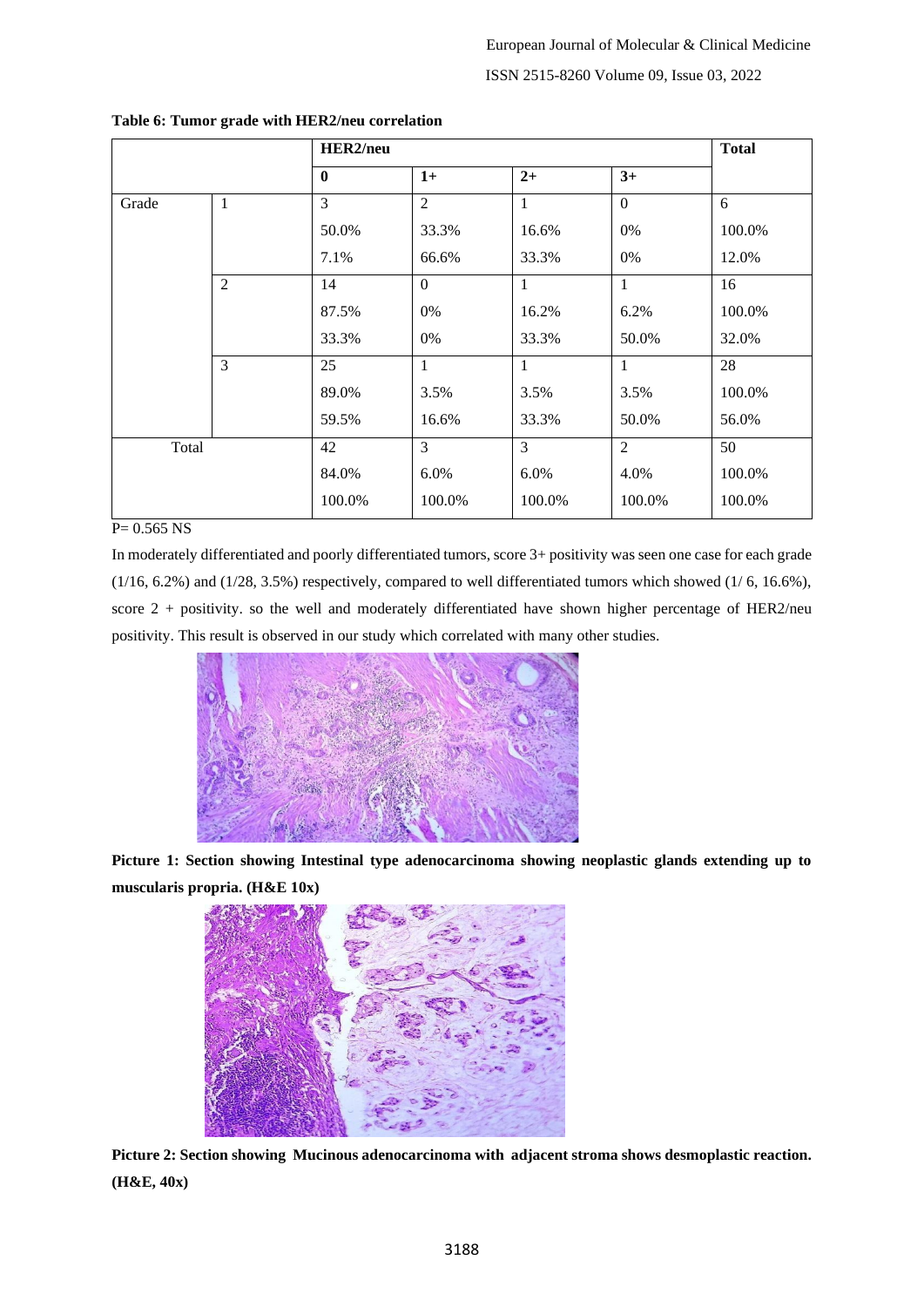**Table 6: Tumor grade with HER2/neu correlation**

| | | HER2/neu | | | | Total |
|---|---|---|---|---|---|---|
| | | **0** | **1+** | **2+** | **3+** | |
| Grade | 1 | 3 | 2 | 1 | 0 | 6 |
| | | 50.0% | 33.3% | 16.6% | 0% | 100.0% |
| | | 7.1% | 66.6% | 33.3% | 0% | 12.0% |
| | 2 | 14 | 0 | 1 | 1 | 16 |
| | | 87.5% | 0% | 16.2% | 6.2% | 100.0% |
| | | 33.3% | 0% | 33.3% | 50.0% | 32.0% |
| | 3 | 25 | 1 | 1 | 1 | 28 |
| | | 89.0% | 3.5% | 3.5% | 3.5% | 100.0% |
| | | 59.5% | 16.6% | 33.3% | 50.0% | 56.0% |
| Total | | 42 | 3 | 3 | 2 | 50 |
| | | 84.0% | 6.0% | 6.0% | 4.0% | 100.0% |
| | | 100.0% | 100.0% | 100.0% | 100.0% | 100.0% |

P= 0.565 NS

In moderately differentiated and poorly differentiated tumors, score 3+ positivity was seen one case for each grade (1/16, 6.2%) and (1/28, 3.5%) respectively, compared to well differentiated tumors which showed (1/ 6, 16.6%), score 2 + positivity. so the well and moderately differentiated have shown higher percentage of HER2/neu positivity. This result is observed in our study which correlated with many other studies.

**Picture 1: Section showing Intestinal type adenocarcinoma showing neoplastic glands extending up to muscularis propria. (H&E 10x)**

**Picture 2: Section showing Mucinous adenocarcinoma with adjacent stroma shows desmoplastic reaction. (H&E, 40x)**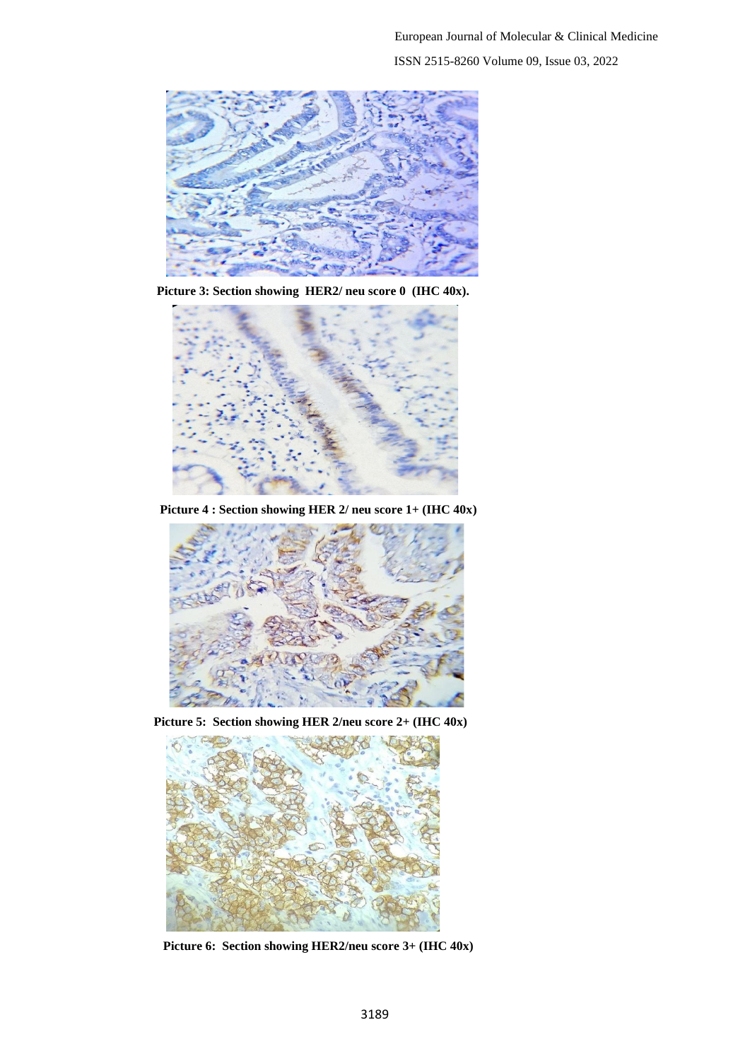**Picture 3: Section showing HER2/ neu score 0 (IHC 40x).**

**Picture 4 : Section showing HER 2/ neu score 1+ (IHC 40x)**

**Picture 5: Section showing HER 2/neu score 2+ (IHC 40x)**

**Picture 6: Section showing HER2/neu score 3+ (IHC 40x)**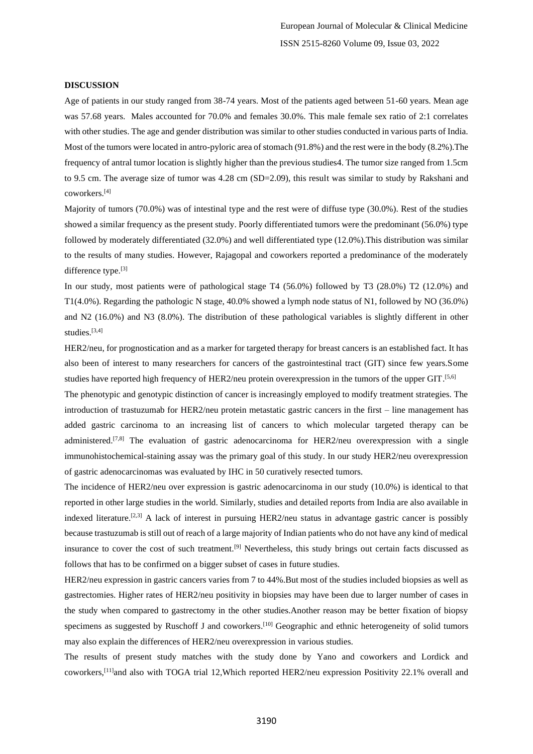**DISCUSSION**

Age of patients in our study ranged from 38-74 years. Most of the patients aged between 51-60 years. Mean age was 57.68 years. Males accounted for 70.0% and females 30.0%. This male female sex ratio of 2:1 correlates with other studies. The age and gender distribution was similar to other studies conducted in various parts of India. Most of the tumors were located in antro-pyloric area of stomach (91.8%) and the rest were in the body (8.2%).The frequency of antral tumor location is slightly higher than the previous studies4. The tumor size ranged from 1.5cm to 9.5 cm. The average size of tumor was 4.28 cm (SD=2.09), this result was similar to study by Rakshani and coworkers.[4]

Majority of tumors (70.0%) was of intestinal type and the rest were of diffuse type (30.0%). Rest of the studies showed a similar frequency as the present study. Poorly differentiated tumors were the predominant (56.0%) type followed by moderately differentiated (32.0%) and well differentiated type (12.0%).This distribution was similar to the results of many studies. However, Rajagopal and coworkers reported a predominance of the moderately difference type.[3]

In our study, most patients were of pathological stage T4 (56.0%) followed by T3 (28.0%) T2 (12.0%) and T1(4.0%). Regarding the pathologic N stage, 40.0% showed a lymph node status of N1, followed by NO (36.0%) and N2 (16.0%) and N3 (8.0%). The distribution of these pathological variables is slightly different in other studies.[3,4]

HER2/neu, for prognostication and as a marker for targeted therapy for breast cancers is an established fact. It has also been of interest to many researchers for cancers of the gastrointestinal tract (GIT) since few years.Some studies have reported high frequency of HER2/neu protein overexpression in the tumors of the upper GIT.[5,6]

The phenotypic and genotypic distinction of cancer is increasingly employed to modify treatment strategies. The introduction of trastuzumab for HER2/neu protein metastatic gastric cancers in the first – line management has added gastric carcinoma to an increasing list of cancers to which molecular targeted therapy can be administered.[7,8] The evaluation of gastric adenocarcinoma for HER2/neu overexpression with a single immunohistochemical-staining assay was the primary goal of this study. In our study HER2/neu overexpression of gastric adenocarcinomas was evaluated by IHC in 50 curatively resected tumors.

The incidence of HER2/neu over expression is gastric adenocarcinoma in our study (10.0%) is identical to that reported in other large studies in the world. Similarly, studies and detailed reports from India are also available in indexed literature.[2,3] A lack of interest in pursuing HER2/neu status in advantage gastric cancer is possibly because trastuzumab is still out of reach of a large majority of Indian patients who do not have any kind of medical insurance to cover the cost of such treatment.[9] Nevertheless, this study brings out certain facts discussed as follows that has to be confirmed on a bigger subset of cases in future studies.

HER2/neu expression in gastric cancers varies from 7 to 44%.But most of the studies included biopsies as well as gastrectomies. Higher rates of HER2/neu positivity in biopsies may have been due to larger number of cases in the study when compared to gastrectomy in the other studies.Another reason may be better fixation of biopsy specimens as suggested by Ruschoff J and coworkers.[10] Geographic and ethnic heterogeneity of solid tumors may also explain the differences of HER2/neu overexpression in various studies.

The results of present study matches with the study done by Yano and coworkers and Lordick and coworkers,[11]and also with TOGA trial 12,Which reported HER2/neu expression Positivity 22.1% overall and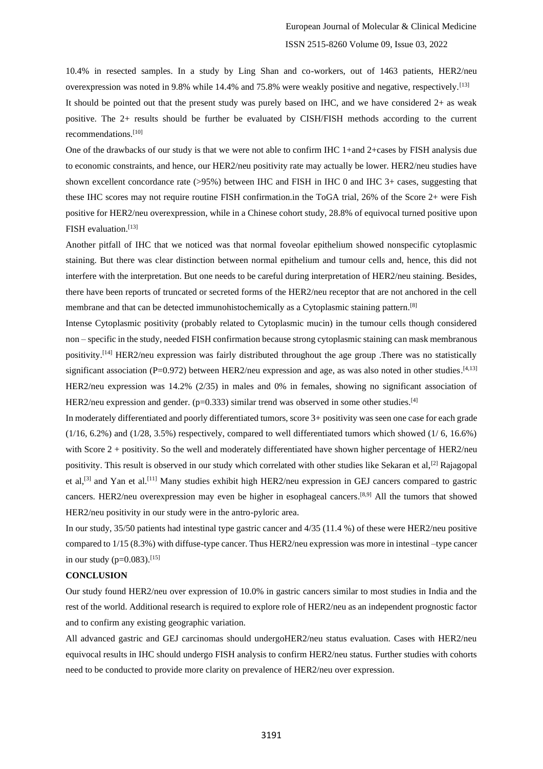10.4% in resected samples. In a study by Ling Shan and co-workers, out of 1463 patients, HER2/neu overexpression was noted in 9.8% while 14.4% and 75.8% were weakly positive and negative, respectively.[13]

It should be pointed out that the present study was purely based on IHC, and we have considered 2+ as weak positive. The 2+ results should be further be evaluated by CISH/FISH methods according to the current recommendations.[10]

One of the drawbacks of our study is that we were not able to confirm IHC 1+and 2+cases by FISH analysis due to economic constraints, and hence, our HER2/neu positivity rate may actually be lower. HER2/neu studies have shown excellent concordance rate (>95%) between IHC and FISH in IHC 0 and IHC 3+ cases, suggesting that these IHC scores may not require routine FISH confirmation.in the ToGA trial, 26% of the Score 2+ were Fish positive for HER2/neu overexpression, while in a Chinese cohort study, 28.8% of equivocal turned positive upon FISH evaluation.[13]

Another pitfall of IHC that we noticed was that normal foveolar epithelium showed nonspecific cytoplasmic staining. But there was clear distinction between normal epithelium and tumour cells and, hence, this did not interfere with the interpretation. But one needs to be careful during interpretation of HER2/neu staining. Besides, there have been reports of truncated or secreted forms of the HER2/neu receptor that are not anchored in the cell membrane and that can be detected immunohistochemically as a Cytoplasmic staining pattern.[8]

Intense Cytoplasmic positivity (probably related to Cytoplasmic mucin) in the tumour cells though considered non – specific in the study, needed FISH confirmation because strong cytoplasmic staining can mask membranous positivity.[14] HER2/neu expression was fairly distributed throughout the age group .There was no statistically significant association (P=0.972) between HER2/neu expression and age, as was also noted in other studies.[4,13] HER2/neu expression was 14.2% (2/35) in males and 0% in females, showing no significant association of HER2/neu expression and gender. (p=0.333) similar trend was observed in some other studies.[4]

In moderately differentiated and poorly differentiated tumors, score 3+ positivity was seen one case for each grade (1/16, 6.2%) and (1/28, 3.5%) respectively, compared to well differentiated tumors which showed (1/ 6, 16.6%) with Score 2 + positivity. So the well and moderately differentiated have shown higher percentage of HER2/neu positivity. This result is observed in our study which correlated with other studies like Sekaran et al,[2] Rajagopal et al,[3] and Yan et al.[11] Many studies exhibit high HER2/neu expression in GEJ cancers compared to gastric cancers. HER2/neu overexpression may even be higher in esophageal cancers.[8,9] All the tumors that showed HER2/neu positivity in our study were in the antro-pyloric area.

In our study, 35/50 patients had intestinal type gastric cancer and 4/35 (11.4 %) of these were HER2/neu positive compared to 1/15 (8.3%) with diffuse-type cancer. Thus HER2/neu expression was more in intestinal –type cancer in our study (p=0.083).[15]

## CONCLUSION

Our study found HER2/neu over expression of 10.0% in gastric cancers similar to most studies in India and the rest of the world. Additional research is required to explore role of HER2/neu as an independent prognostic factor and to confirm any existing geographic variation.

All advanced gastric and GEJ carcinomas should undergoHER2/neu status evaluation. Cases with HER2/neu equivocal results in IHC should undergo FISH analysis to confirm HER2/neu status. Further studies with cohorts need to be conducted to provide more clarity on prevalence of HER2/neu over expression.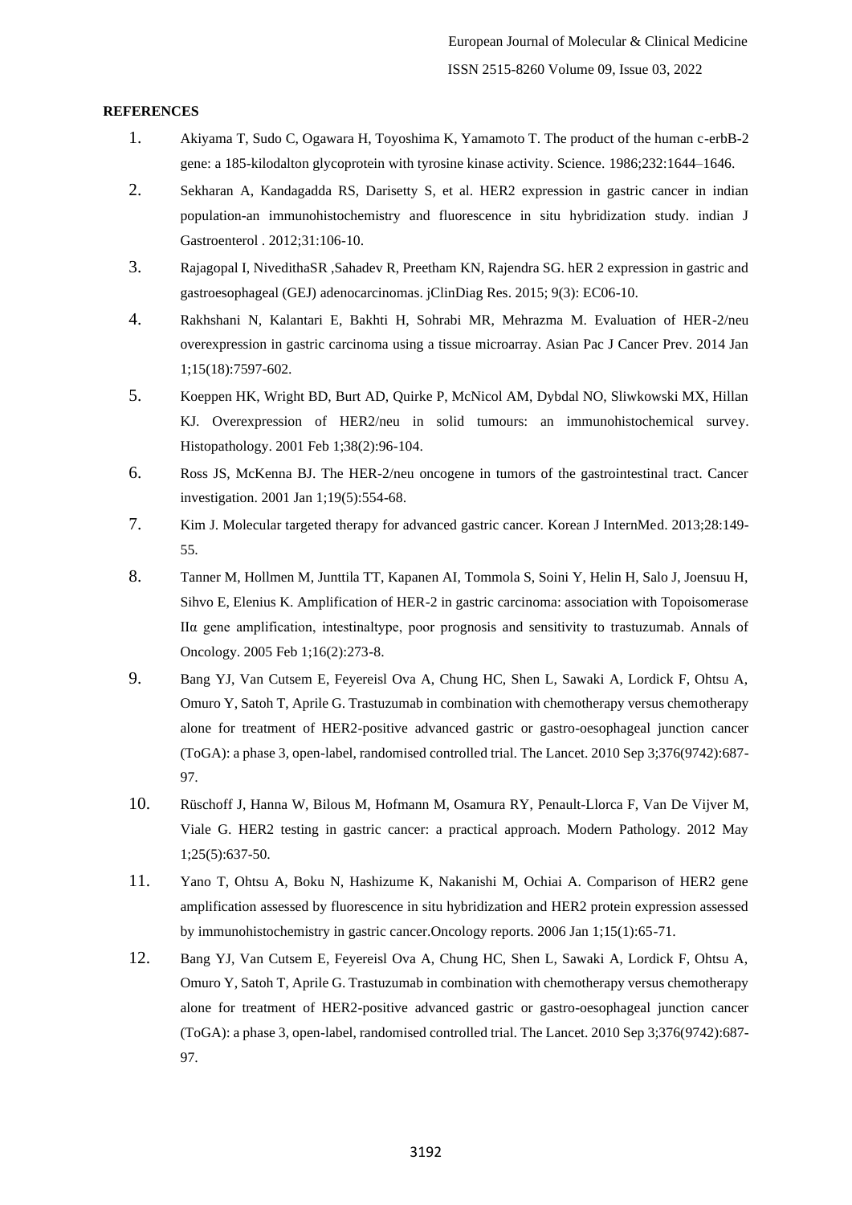**REFERENCES**

1. Akiyama T, Sudo C, Ogawara H, Toyoshima K, Yamamoto T. The product of the human c-erbB-2 gene: a 185-kilodalton glycoprotein with tyrosine kinase activity. Science. 1986;232:1644–1646.
2. Sekharan A, Kandagadda RS, Darisetty S, et al. HER2 expression in gastric cancer in indian population-an immunohistochemistry and fluorescence in situ hybridization study. indian J Gastroenterol . 2012;31:106-10.
3. Rajagopal I, NivedithaSR ,Sahadev R, Preetham KN, Rajendra SG. hER 2 expression in gastric and gastroesophageal (GEJ) adenocarcinomas. jClinDiag Res. 2015; 9(3): EC06-10.
4. Rakhshani N, Kalantari E, Bakhti H, Sohrabi MR, Mehrazma M. Evaluation of HER-2/neu overexpression in gastric carcinoma using a tissue microarray. Asian Pac J Cancer Prev. 2014 Jan 1;15(18):7597-602.
5. Koeppen HK, Wright BD, Burt AD, Quirke P, McNicol AM, Dybdal NO, Sliwkowski MX, Hillan KJ. Overexpression of HER2/neu in solid tumours: an immunohistochemical survey. Histopathology. 2001 Feb 1;38(2):96-104.
6. Ross JS, McKenna BJ. The HER-2/neu oncogene in tumors of the gastrointestinal tract. Cancer investigation. 2001 Jan 1;19(5):554-68.
7. Kim J. Molecular targeted therapy for advanced gastric cancer. Korean J InternMed. 2013;28:149-55.
8. Tanner M, Hollmen M, Junttila TT, Kapanen AI, Tommola S, Soini Y, Helin H, Salo J, Joensuu H, Sihvo E, Elenius K. Amplification of HER-2 in gastric carcinoma: association with Topoisomerase IIα gene amplification, intestinaltype, poor prognosis and sensitivity to trastuzumab. Annals of Oncology. 2005 Feb 1;16(2):273-8.
9. Bang YJ, Van Cutsem E, Feyereisl Ova A, Chung HC, Shen L, Sawaki A, Lordick F, Ohtsu A, Omuro Y, Satoh T, Aprile G. Trastuzumab in combination with chemotherapy versus chemotherapy alone for treatment of HER2-positive advanced gastric or gastro-oesophageal junction cancer (ToGA): a phase 3, open-label, randomised controlled trial. The Lancet. 2010 Sep 3;376(9742):687-97.
10. Rüschoff J, Hanna W, Bilous M, Hofmann M, Osamura RY, Penault-Llorca F, Van De Vijver M, Viale G. HER2 testing in gastric cancer: a practical approach. Modern Pathology. 2012 May 1;25(5):637-50.
11. Yano T, Ohtsu A, Boku N, Hashizume K, Nakanishi M, Ochiai A. Comparison of HER2 gene amplification assessed by fluorescence in situ hybridization and HER2 protein expression assessed by immunohistochemistry in gastric cancer.Oncology reports. 2006 Jan 1;15(1):65-71.
12. Bang YJ, Van Cutsem E, Feyereisl Ova A, Chung HC, Shen L, Sawaki A, Lordick F, Ohtsu A, Omuro Y, Satoh T, Aprile G. Trastuzumab in combination with chemotherapy versus chemotherapy alone for treatment of HER2-positive advanced gastric or gastro-oesophageal junction cancer (ToGA): a phase 3, open-label, randomised controlled trial. The Lancet. 2010 Sep 3;376(9742):687-97.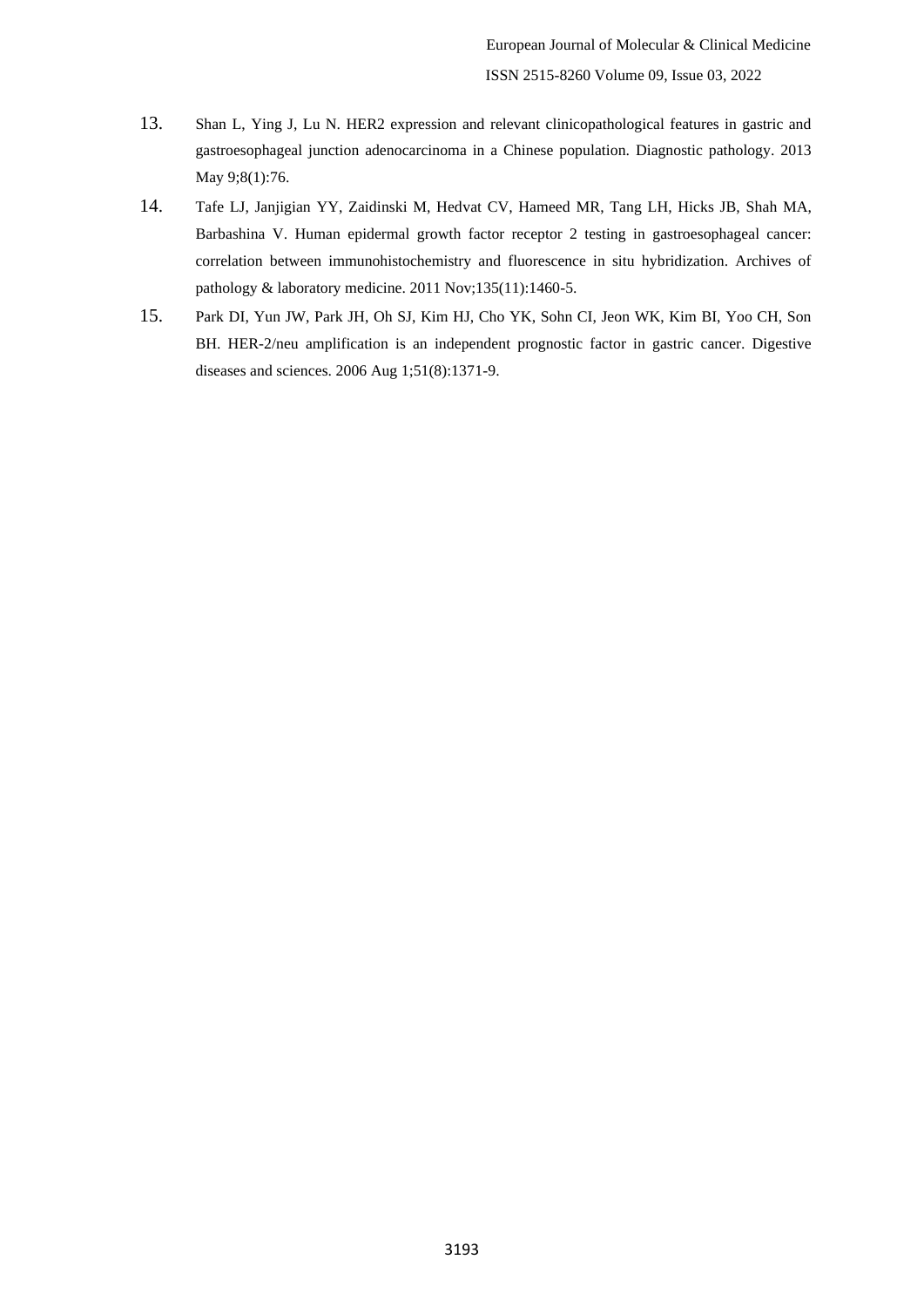13. Shan L, Ying J, Lu N. HER2 expression and relevant clinicopathological features in gastric and gastroesophageal junction adenocarcinoma in a Chinese population. Diagnostic pathology. 2013 May 9;8(1):76.

14. Tafe LJ, Janjigian YY, Zaidinski M, Hedvat CV, Hameed MR, Tang LH, Hicks JB, Shah MA, Barbashina V. Human epidermal growth factor receptor 2 testing in gastroesophageal cancer: correlation between immunohistochemistry and fluorescence in situ hybridization. Archives of pathology & laboratory medicine. 2011 Nov;135(11):1460-5.

15. Park DI, Yun JW, Park JH, Oh SJ, Kim HJ, Cho YK, Sohn CI, Jeon WK, Kim BI, Yoo CH, Son BH. HER-2/neu amplification is an independent prognostic factor in gastric cancer. Digestive diseases and sciences. 2006 Aug 1;51(8):1371-9.